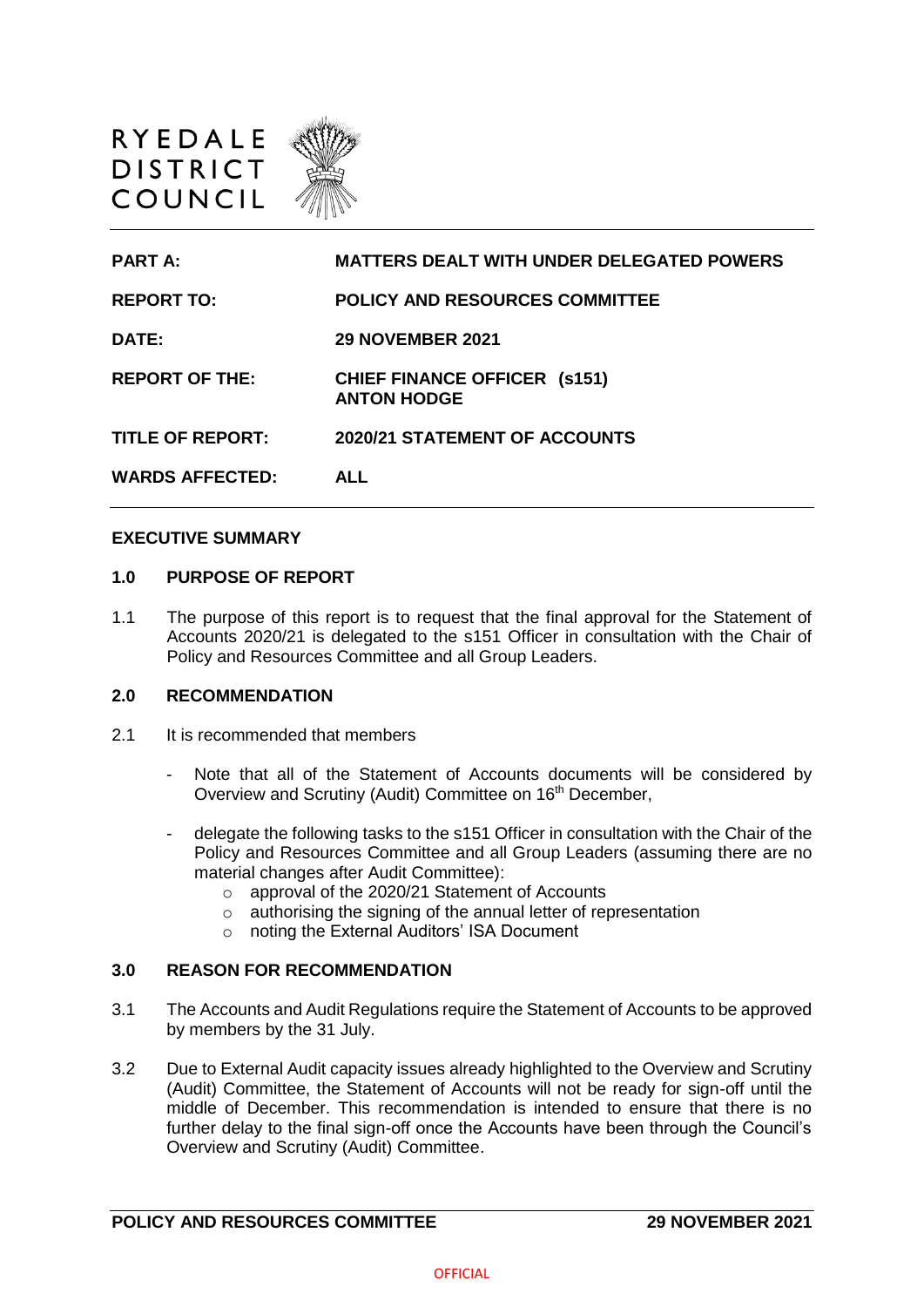RYEDALE
DISTRICT
COUNCIL

| | |
|---|---|
| **PART A:** | **MATTERS DEALT WITH UNDER DELEGATED POWERS** |
| **REPORT TO:** | **POLICY AND RESOURCES COMMITTEE** |
| **DATE:** | **29 NOVEMBER 2021** |
| **REPORT OF THE:** | **CHIEF FINANCE OFFICER (s151) ANTON HODGE** |
| **TITLE OF REPORT:** | **2020/21 STATEMENT OF ACCOUNTS** |
| **WARDS AFFECTED:** | **ALL** |

## EXECUTIVE SUMMARY

### 1.0 PURPOSE OF REPORT

1.1 The purpose of this report is to request that the final approval for the Statement of Accounts 2020/21 is delegated to the s151 Officer in consultation with the Chair of Policy and Resources Committee and all Group Leaders.

### 2.0 RECOMMENDATION

2.1 It is recommended that members

- Note that all of the Statement of Accounts documents will be considered by Overview and Scrutiny (Audit) Committee on 16th December,
- delegate the following tasks to the s151 Officer in consultation with the Chair of the Policy and Resources Committee and all Group Leaders (assuming there are no material changes after Audit Committee):
  - approval of the 2020/21 Statement of Accounts
  - authorising the signing of the annual letter of representation
  - noting the External Auditors' ISA Document

### 3.0 REASON FOR RECOMMENDATION

3.1 The Accounts and Audit Regulations require the Statement of Accounts to be approved by members by the 31 July.

3.2 Due to External Audit capacity issues already highlighted to the Overview and Scrutiny (Audit) Committee, the Statement of Accounts will not be ready for sign-off until the middle of December. This recommendation is intended to ensure that there is no further delay to the final sign-off once the Accounts have been through the Council's Overview and Scrutiny (Audit) Committee.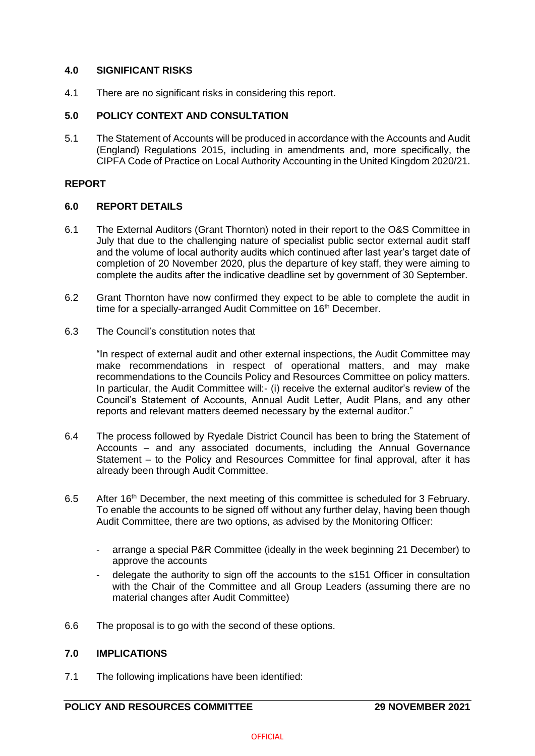## 4.0 SIGNIFICANT RISKS

4.1 There are no significant risks in considering this report.

## 5.0 POLICY CONTEXT AND CONSULTATION

5.1 The Statement of Accounts will be produced in accordance with the Accounts and Audit (England) Regulations 2015, including in amendments and, more specifically, the CIPFA Code of Practice on Local Authority Accounting in the United Kingdom 2020/21.

## REPORT

## 6.0 REPORT DETAILS

6.1 The External Auditors (Grant Thornton) noted in their report to the O&S Committee in July that due to the challenging nature of specialist public sector external audit staff and the volume of local authority audits which continued after last year's target date of completion of 20 November 2020, plus the departure of key staff, they were aiming to complete the audits after the indicative deadline set by government of 30 September.

6.2 Grant Thornton have now confirmed they expect to be able to complete the audit in time for a specially-arranged Audit Committee on 16th December.

6.3 The Council's constitution notes that

"In respect of external audit and other external inspections, the Audit Committee may make recommendations in respect of operational matters, and may make recommendations to the Councils Policy and Resources Committee on policy matters. In particular, the Audit Committee will:- (i) receive the external auditor's review of the Council's Statement of Accounts, Annual Audit Letter, Audit Plans, and any other reports and relevant matters deemed necessary by the external auditor."

6.4 The process followed by Ryedale District Council has been to bring the Statement of Accounts – and any associated documents, including the Annual Governance Statement – to the Policy and Resources Committee for final approval, after it has already been through Audit Committee.

6.5 After 16th December, the next meeting of this committee is scheduled for 3 February. To enable the accounts to be signed off without any further delay, having been though Audit Committee, there are two options, as advised by the Monitoring Officer:

- arrange a special P&R Committee (ideally in the week beginning 21 December) to approve the accounts
- delegate the authority to sign off the accounts to the s151 Officer in consultation with the Chair of the Committee and all Group Leaders (assuming there are no material changes after Audit Committee)

6.6 The proposal is to go with the second of these options.

## 7.0 IMPLICATIONS

7.1 The following implications have been identified: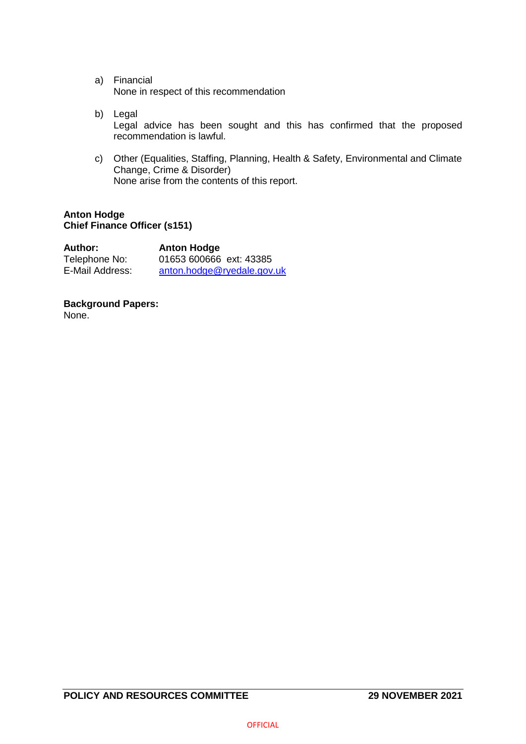a) Financial
   None in respect of this recommendation

b) Legal
   Legal advice has been sought and this has confirmed that the proposed recommendation is lawful.

c) Other (Equalities, Staffing, Planning, Health & Safety, Environmental and Climate Change, Crime & Disorder)
   None arise from the contents of this report.

**Anton Hodge**
**Chief Finance Officer (s151)**

| | |
|---|---|
| **Author:** | **Anton Hodge** |
| Telephone No: | 01653 600666 ext: 43385 |
| E-Mail Address: | anton.hodge@ryedale.gov.uk |

**Background Papers:**
None.